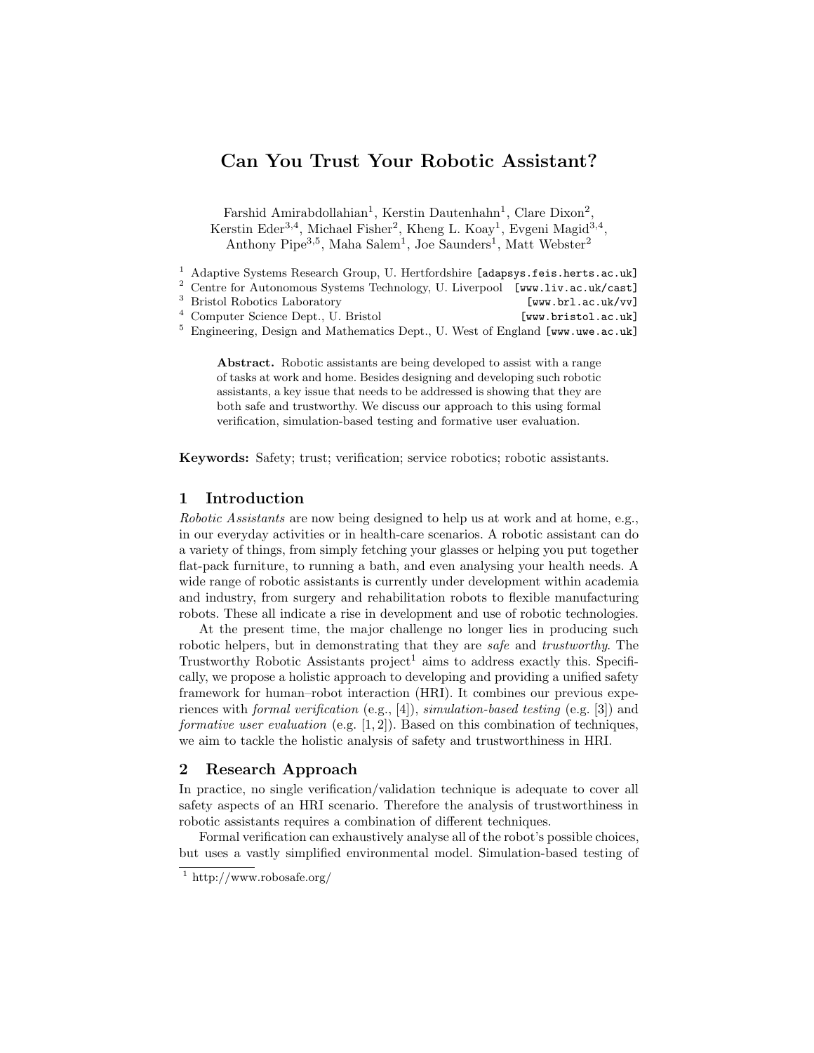# Can You Trust Your Robotic Assistant?

Farshid Amirabdollahian[1], Kerstin Dautenhahn[1], Clare Dixon[2], Kerstin Eder[3,4], Michael Fisher[2], Kheng L. Koay[1], Evgeni Magid[3,4], Anthony Pipe[3,5], Maha Salem[1], Joe Saunders[1], Matt Webster[2]

[1] Adaptive Systems Research Group, U. Hertfordshire [adapsys.feis.herts.ac.uk]
[2] Centre for Autonomous Systems Technology, U. Liverpool [www.liv.ac.uk/cast]
[3] Bristol Robotics Laboratory [www.brl.ac.uk/vv]
[4] Computer Science Dept., U. Bristol [www.bristol.ac.uk]
[5] Engineering, Design and Mathematics Dept., U. West of England [www.uwe.ac.uk]

**Abstract.** Robotic assistants are being developed to assist with a range of tasks at work and home. Besides designing and developing such robotic assistants, a key issue that needs to be addressed is showing that they are both safe and trustworthy. We discuss our approach to this using formal verification, simulation-based testing and formative user evaluation.

**Keywords:** Safety; trust; verification; service robotics; robotic assistants.

## 1 Introduction

*Robotic Assistants* are now being designed to help us at work and at home, e.g., in our everyday activities or in health-care scenarios. A robotic assistant can do a variety of things, from simply fetching your glasses or helping you put together flat-pack furniture, to running a bath, and even analysing your health needs. A wide range of robotic assistants is currently under development within academia and industry, from surgery and rehabilitation robots to flexible manufacturing robots. These all indicate a rise in development and use of robotic technologies.

At the present time, the major challenge no longer lies in producing such robotic helpers, but in demonstrating that they are *safe* and *trustworthy*. The Trustworthy Robotic Assistants project[1] aims to address exactly this. Specifically, we propose a holistic approach to developing and providing a unified safety framework for human–robot interaction (HRI). It combines our previous experiences with *formal verification* (e.g., [4]), *simulation-based testing* (e.g. [3]) and *formative user evaluation* (e.g. [1, 2]). Based on this combination of techniques, we aim to tackle the holistic analysis of safety and trustworthiness in HRI.

## 2 Research Approach

In practice, no single verification/validation technique is adequate to cover all safety aspects of an HRI scenario. Therefore the analysis of trustworthiness in robotic assistants requires a combination of different techniques.

Formal verification can exhaustively analyse all of the robot's possible choices, but uses a vastly simplified environmental model. Simulation-based testing of

[1] http://www.robosafe.org/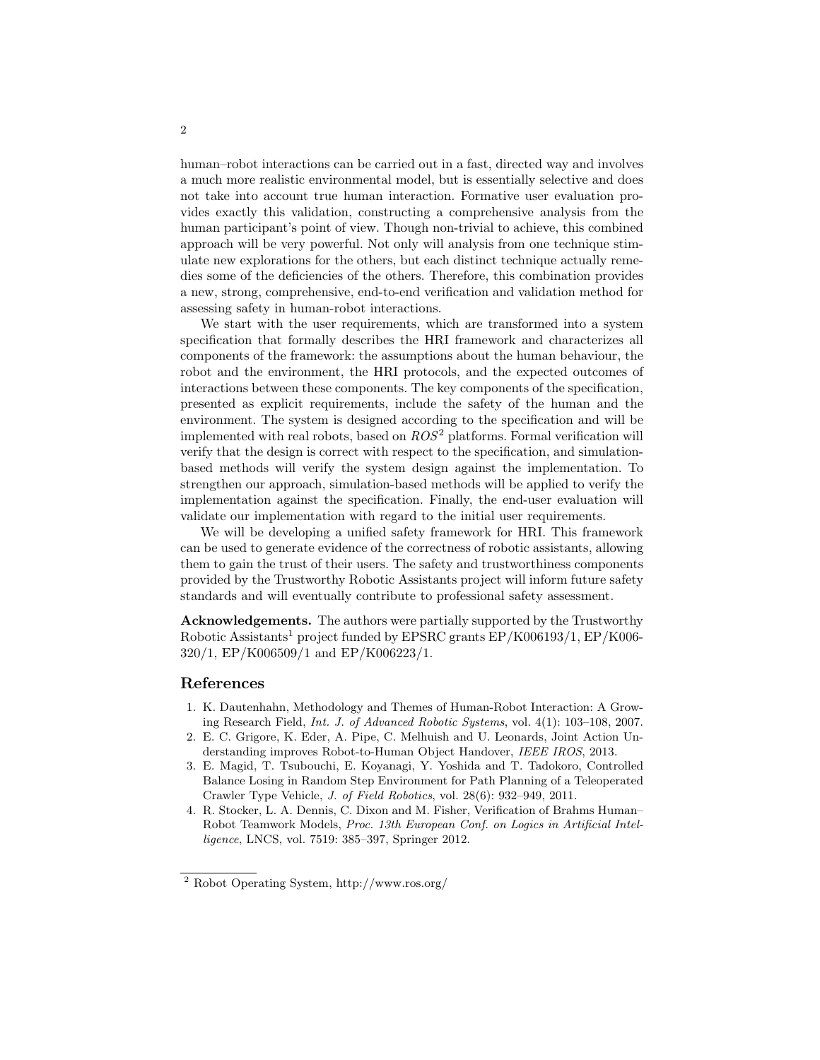human–robot interactions can be carried out in a fast, directed way and involves a much more realistic environmental model, but is essentially selective and does not take into account true human interaction. Formative user evaluation provides exactly this validation, constructing a comprehensive analysis from the human participant's point of view. Though non-trivial to achieve, this combined approach will be very powerful. Not only will analysis from one technique stimulate new explorations for the others, but each distinct technique actually remedies some of the deficiencies of the others. Therefore, this combination provides a new, strong, comprehensive, end-to-end verification and validation method for assessing safety in human-robot interactions.

We start with the user requirements, which are transformed into a system specification that formally describes the HRI framework and characterizes all components of the framework: the assumptions about the human behaviour, the robot and the environment, the HRI protocols, and the expected outcomes of interactions between these components. The key components of the specification, presented as explicit requirements, include the safety of the human and the environment. The system is designed according to the specification and will be implemented with real robots, based on *ROS*[2] platforms. Formal verification will verify that the design is correct with respect to the specification, and simulation-based methods will verify the system design against the implementation. To strengthen our approach, simulation-based methods will be applied to verify the implementation against the specification. Finally, the end-user evaluation will validate our implementation with regard to the initial user requirements.

We will be developing a unified safety framework for HRI. This framework can be used to generate evidence of the correctness of robotic assistants, allowing them to gain the trust of their users. The safety and trustworthiness components provided by the Trustworthy Robotic Assistants project will inform future safety standards and will eventually contribute to professional safety assessment.

**Acknowledgements.** The authors were partially supported by the Trustworthy Robotic Assistants[1] project funded by EPSRC grants EP/K006193/1, EP/K006320/1, EP/K006509/1 and EP/K006223/1.

## References

1. K. Dautenhahn, Methodology and Themes of Human-Robot Interaction: A Growing Research Field, *Int. J. of Advanced Robotic Systems*, vol. 4(1): 103–108, 2007.
2. E. C. Grigore, K. Eder, A. Pipe, C. Melhuish and U. Leonards, Joint Action Understanding improves Robot-to-Human Object Handover, *IEEE IROS*, 2013.
3. E. Magid, T. Tsubouchi, E. Koyanagi, Y. Yoshida and T. Tadokoro, Controlled Balance Losing in Random Step Environment for Path Planning of a Teleoperated Crawler Type Vehicle, *J. of Field Robotics*, vol. 28(6): 932–949, 2011.
4. R. Stocker, L. A. Dennis, C. Dixon and M. Fisher, Verification of Brahms Human–Robot Teamwork Models, *Proc. 13th European Conf. on Logics in Artificial Intelligence*, LNCS, vol. 7519: 385–397, Springer 2012.

[2] Robot Operating System, http://www.ros.org/